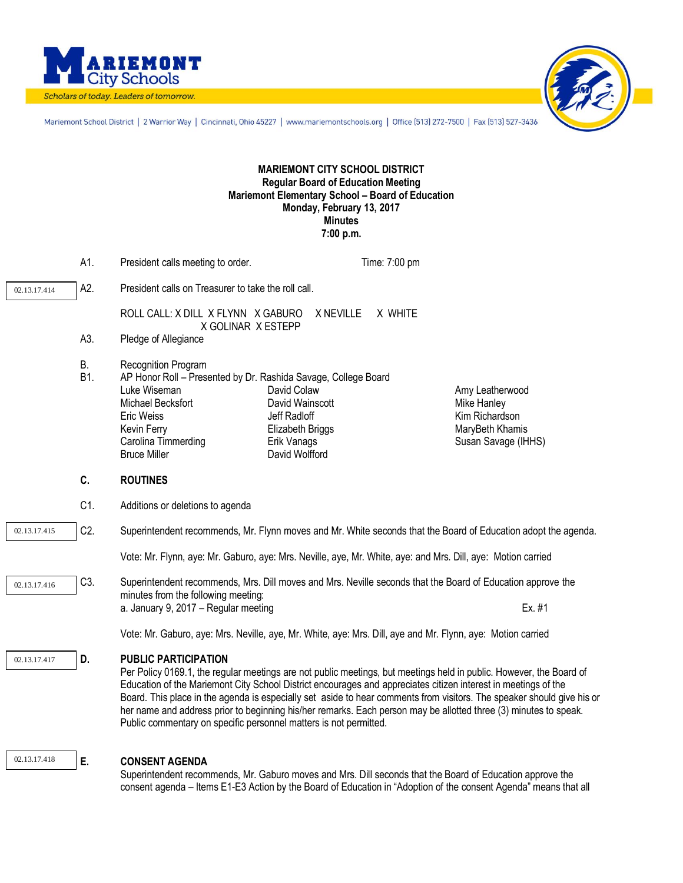**MARIEMONT** City Schools

*Scholars of today. Leaders of tomorrow.*

Mariemont School District | 2 Warrior Way | Cincinnati, Ohio 45227 | www.mariemontschools.org | Office (513) 272-7500 | Fax (513) 527-3436

**MARIEMONT CITY SCHOOL DISTRICT**
**Regular Board of Education Meeting**
**Mariemont Elementary School – Board of Education**
**Monday, February 13, 2017**
**Minutes**
**7:00 p.m.**

A1. President calls meeting to order. Time: 7:00 pm

02.13.17.414 A2. President calls on Treasurer to take the roll call.

ROLL CALL: X DILL X FLYNN X GABURO X NEVILLE X WHITE
X GOLINAR X ESTEPP

A3. Pledge of Allegiance

B. Recognition Program

B1. AP Honor Roll – Presented by Dr. Rashida Savage, College Board

| | | |
|---|---|---|
| Luke Wiseman | David Colaw | Amy Leatherwood |
| Michael Becksfort | David Wainscott | Mike Hanley |
| Eric Weiss | Jeff Radloff | Kim Richardson |
| Kevin Ferry | Elizabeth Briggs | MaryBeth Khamis |
| Carolina Timmerding | Erik Vanags | Susan Savage (IHHS) |
| Bruce Miller | David Wolfford | |

**C. ROUTINES**

C1. Additions or deletions to agenda

02.13.17.415 C2. Superintendent recommends, Mr. Flynn moves and Mr. White seconds that the Board of Education adopt the agenda.

Vote: Mr. Flynn, aye: Mr. Gaburo, aye: Mrs. Neville, aye, Mr. White, aye: and Mrs. Dill, aye: Motion carried

02.13.17.416 C3. Superintendent recommends, Mrs. Dill moves and Mrs. Neville seconds that the Board of Education approve the minutes from the following meeting:
a. January 9, 2017 – Regular meeting Ex. #1

Vote: Mr. Gaburo, aye: Mrs. Neville, aye, Mr. White, aye: Mrs. Dill, aye and Mr. Flynn, aye: Motion carried

02.13.17.417 **D. PUBLIC PARTICIPATION**

Per Policy 0169.1, the regular meetings are not public meetings, but meetings held in public. However, the Board of Education of the Mariemont City School District encourages and appreciates citizen interest in meetings of the Board. This place in the agenda is especially set aside to hear comments from visitors. The speaker should give his or her name and address prior to beginning his/her remarks. Each person may be allotted three (3) minutes to speak. Public commentary on specific personnel matters is not permitted.

02.13.17.418 **E. CONSENT AGENDA**

Superintendent recommends, Mr. Gaburo moves and Mrs. Dill seconds that the Board of Education approve the consent agenda – Items E1-E3 Action by the Board of Education in "Adoption of the consent Agenda" means that all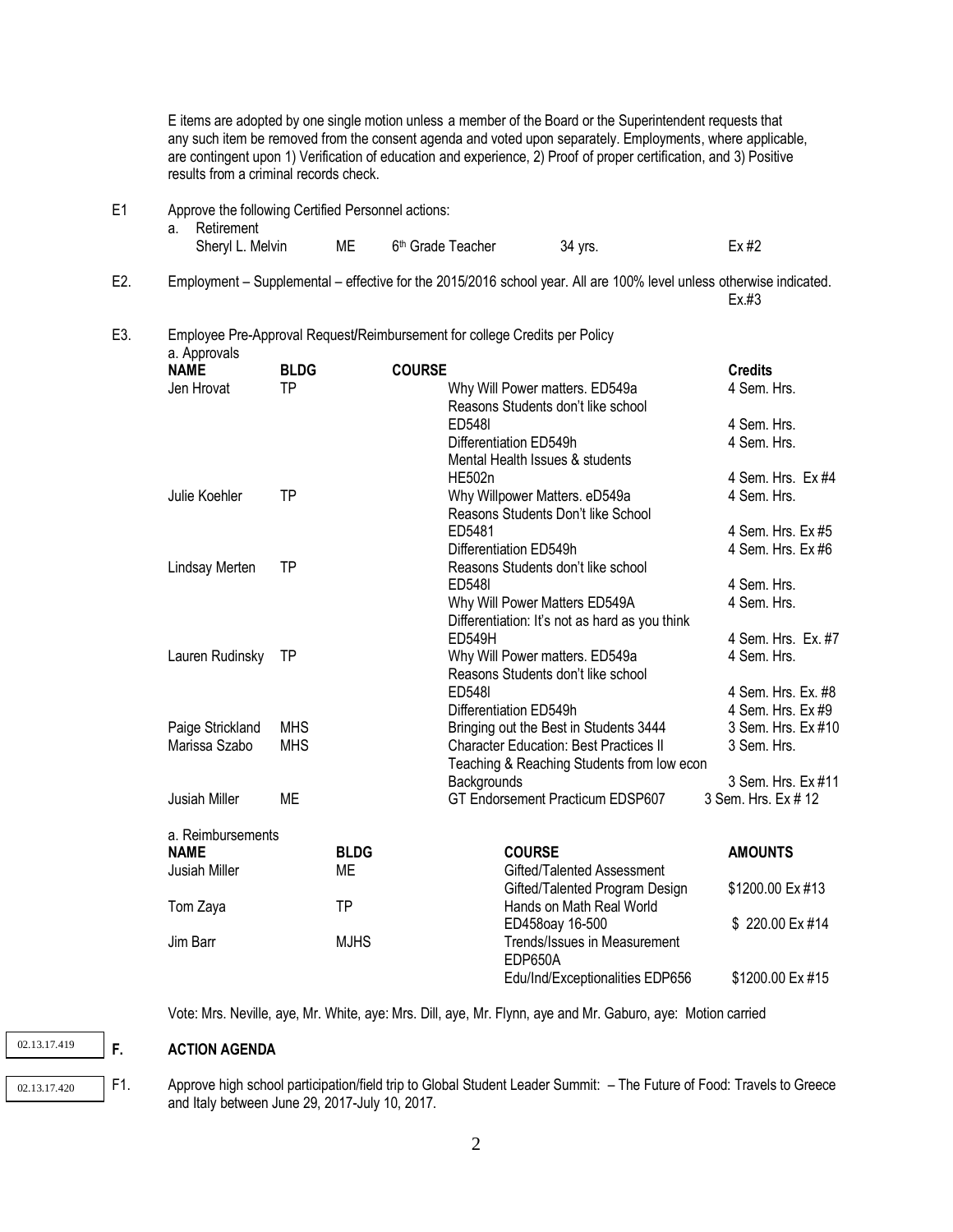E items are adopted by one single motion unless a member of the Board or the Superintendent requests that any such item be removed from the consent agenda and voted upon separately. Employments, where applicable, are contingent upon 1) Verification of education and experience, 2) Proof of proper certification, and 3) Positive results from a criminal records check.

E1 Approve the following Certified Personnel actions:

a. Retirement

| | | | | |
|---|---|---|---|---|
| Sheryl L. Melvin | ME | 6th Grade Teacher | 34 yrs. | Ex #2 |

E2. Employment – Supplemental – effective for the 2015/2016 school year. All are 100% level unless otherwise indicated. Ex.#3

E3. Employee Pre-Approval Request/Reimbursement for college Credits per Policy

a. Approvals

| NAME | BLDG | COURSE | Credits |
|---|---|---|---|
| Jen Hrovat | TP | Why Will Power matters. ED549a | 4 Sem. Hrs. |
| | | Reasons Students don't like school ED548l | 4 Sem. Hrs. |
| | | Differentiation ED549h | 4 Sem. Hrs. |
| | | Mental Health Issues & students HE502n | 4 Sem. Hrs. Ex #4 |
| Julie Koehler | TP | Why Willpower Matters. eD549a | 4 Sem. Hrs. |
| | | Reasons Students Don't like School ED5481 | 4 Sem. Hrs. Ex #5 |
| | | Differentiation ED549h | 4 Sem. Hrs. Ex #6 |
| Lindsay Merten | TP | Reasons Students don't like school ED548l | 4 Sem. Hrs. |
| | | Why Will Power Matters ED549A | 4 Sem. Hrs. |
| | | Differentiation: It's not as hard as you think ED549H | 4 Sem. Hrs. Ex. #7 |
| Lauren Rudinsky | TP | Why Will Power matters. ED549a | 4 Sem. Hrs. |
| | | Reasons Students don't like school ED548l | 4 Sem. Hrs. Ex. #8 |
| | | Differentiation ED549h | 4 Sem. Hrs. Ex #9 |
| Paige Strickland | MHS | Bringing out the Best in Students 3444 | 3 Sem. Hrs. Ex #10 |
| Marissa Szabo | MHS | Character Education: Best Practices II | 3 Sem. Hrs. |
| | | Teaching & Reaching Students from low econ Backgrounds | 3 Sem. Hrs. Ex #11 |
| Jusiah Miller | ME | GT Endorsement Practicum EDSP607 | 3 Sem. Hrs. Ex # 12 |

a. Reimbursements

| NAME | BLDG | COURSE | AMOUNTS |
|---|---|---|---|
| Jusiah Miller | ME | Gifted/Talented Assessment<br>Gifted/Talented Program Design | $1200.00 Ex #13 |
| Tom Zaya | TP | Hands on Math Real World ED458oay 16-500 | $ 220.00 Ex #14 |
| Jim Barr | MJHS | Trends/Issues in Measurement EDP650A<br>Edu/Ind/Exceptionalities EDP656 | $1200.00 Ex #15 |

Vote: Mrs. Neville, aye, Mr. White, aye: Mrs. Dill, aye, Mr. Flynn, aye and Mr. Gaburo, aye: Motion carried

02.13.17.419

## F. ACTION AGENDA

02.13.17.420

F1. Approve high school participation/field trip to Global Student Leader Summit: – The Future of Food: Travels to Greece and Italy between June 29, 2017-July 10, 2017.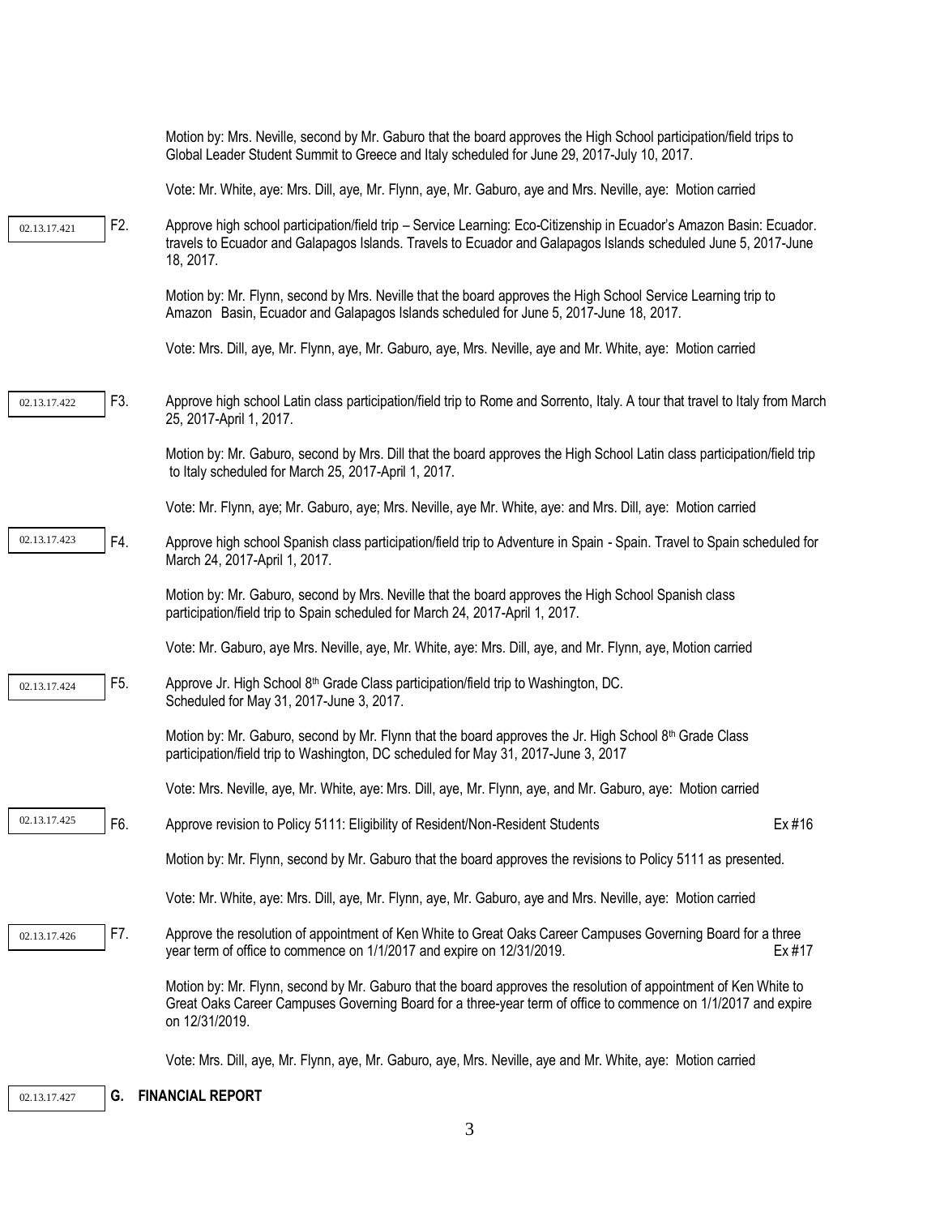Motion by: Mrs. Neville, second by Mr. Gaburo that the board approves the High School participation/field trips to Global Leader Student Summit to Greece and Italy scheduled for June 29, 2017-July 10, 2017.

Vote: Mr. White, aye: Mrs. Dill, aye, Mr. Flynn, aye, Mr. Gaburo, aye and Mrs. Neville, aye: Motion carried

02.13.17.421

F2. Approve high school participation/field trip – Service Learning: Eco-Citizenship in Ecuador's Amazon Basin: Ecuador. travels to Ecuador and Galapagos Islands. Travels to Ecuador and Galapagos Islands scheduled June 5, 2017-June 18, 2017.

Motion by: Mr. Flynn, second by Mrs. Neville that the board approves the High School Service Learning trip to Amazon Basin, Ecuador and Galapagos Islands scheduled for June 5, 2017-June 18, 2017.

Vote: Mrs. Dill, aye, Mr. Flynn, aye, Mr. Gaburo, aye, Mrs. Neville, aye and Mr. White, aye: Motion carried

02.13.17.422

F3. Approve high school Latin class participation/field trip to Rome and Sorrento, Italy. A tour that travel to Italy from March 25, 2017-April 1, 2017.

Motion by: Mr. Gaburo, second by Mrs. Dill that the board approves the High School Latin class participation/field trip to Italy scheduled for March 25, 2017-April 1, 2017.

Vote: Mr. Flynn, aye; Mr. Gaburo, aye; Mrs. Neville, aye Mr. White, aye: and Mrs. Dill, aye: Motion carried

02.13.17.423

F4. Approve high school Spanish class participation/field trip to Adventure in Spain - Spain. Travel to Spain scheduled for March 24, 2017-April 1, 2017.

Motion by: Mr. Gaburo, second by Mrs. Neville that the board approves the High School Spanish class participation/field trip to Spain scheduled for March 24, 2017-April 1, 2017.

Vote: Mr. Gaburo, aye Mrs. Neville, aye, Mr. White, aye: Mrs. Dill, aye, and Mr. Flynn, aye, Motion carried

02.13.17.424

F5. Approve Jr. High School 8th Grade Class participation/field trip to Washington, DC. Scheduled for May 31, 2017-June 3, 2017.

Motion by: Mr. Gaburo, second by Mr. Flynn that the board approves the Jr. High School 8th Grade Class participation/field trip to Washington, DC scheduled for May 31, 2017-June 3, 2017

Vote: Mrs. Neville, aye, Mr. White, aye: Mrs. Dill, aye, Mr. Flynn, aye, and Mr. Gaburo, aye: Motion carried

02.13.17.425

F6. Approve revision to Policy 5111: Eligibility of Resident/Non-Resident Students Ex #16

Motion by: Mr. Flynn, second by Mr. Gaburo that the board approves the revisions to Policy 5111 as presented.

Vote: Mr. White, aye: Mrs. Dill, aye, Mr. Flynn, aye, Mr. Gaburo, aye and Mrs. Neville, aye: Motion carried

02.13.17.426

F7. Approve the resolution of appointment of Ken White to Great Oaks Career Campuses Governing Board for a three year term of office to commence on 1/1/2017 and expire on 12/31/2019. Ex #17

Motion by: Mr. Flynn, second by Mr. Gaburo that the board approves the resolution of appointment of Ken White to Great Oaks Career Campuses Governing Board for a three-year term of office to commence on 1/1/2017 and expire on 12/31/2019.

Vote: Mrs. Dill, aye, Mr. Flynn, aye, Mr. Gaburo, aye, Mrs. Neville, aye and Mr. White, aye: Motion carried

02.13.17.427

**G. FINANCIAL REPORT**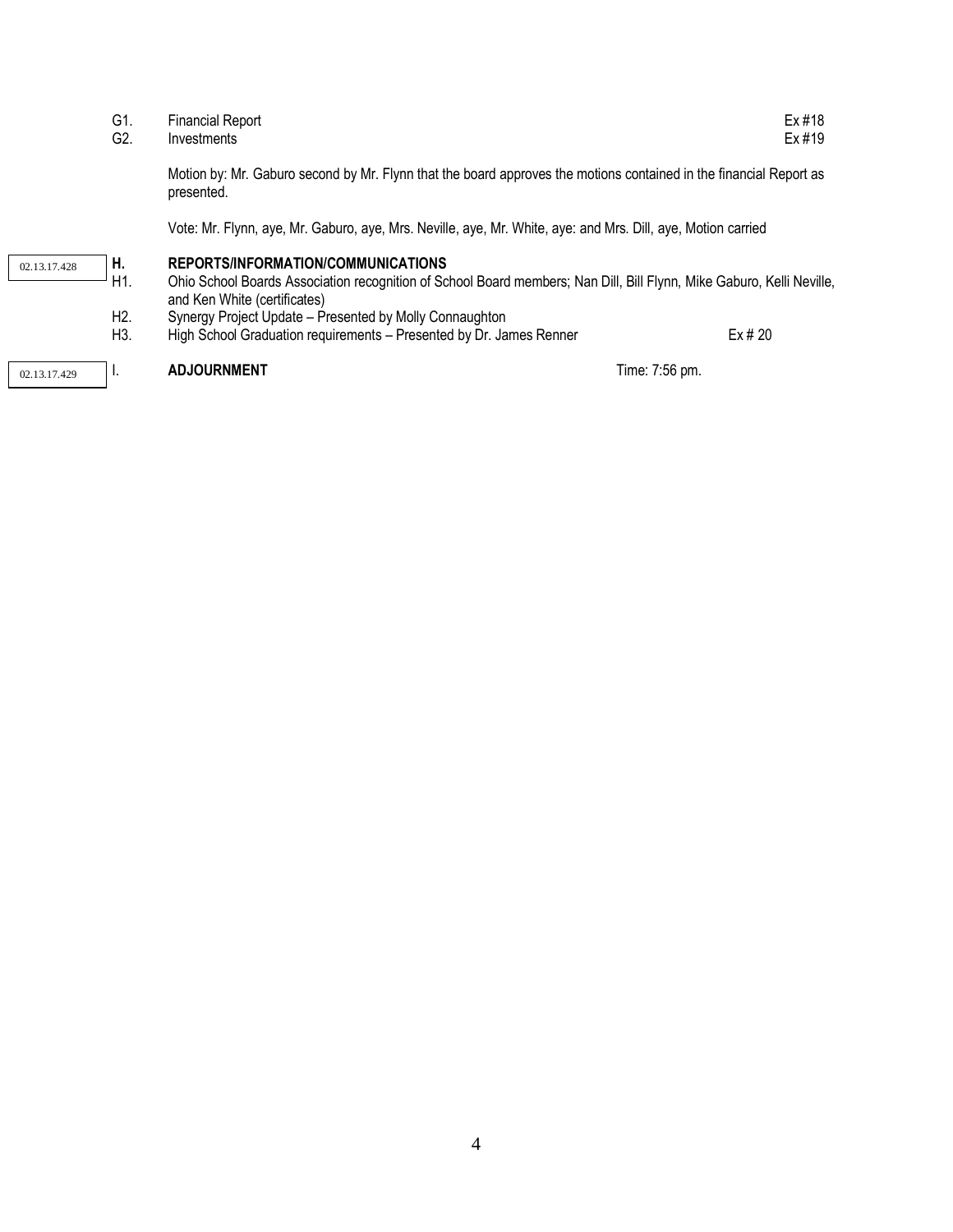G1. Financial Report Ex #18

G2. Investments Ex #19

Motion by: Mr. Gaburo second by Mr. Flynn that the board approves the motions contained in the financial Report as presented.

Vote: Mr. Flynn, aye, Mr. Gaburo, aye, Mrs. Neville, aye, Mr. White, aye: and Mrs. Dill, aye, Motion carried

02.13.17.428

**H. REPORTS/INFORMATION/COMMUNICATIONS**

H1. Ohio School Boards Association recognition of School Board members; Nan Dill, Bill Flynn, Mike Gaburo, Kelli Neville, and Ken White (certificates)

H2. Synergy Project Update – Presented by Molly Connaughton

H3. High School Graduation requirements – Presented by Dr. James Renner Ex # 20

02.13.17.429

I. **ADJOURNMENT** Time: 7:56 pm.